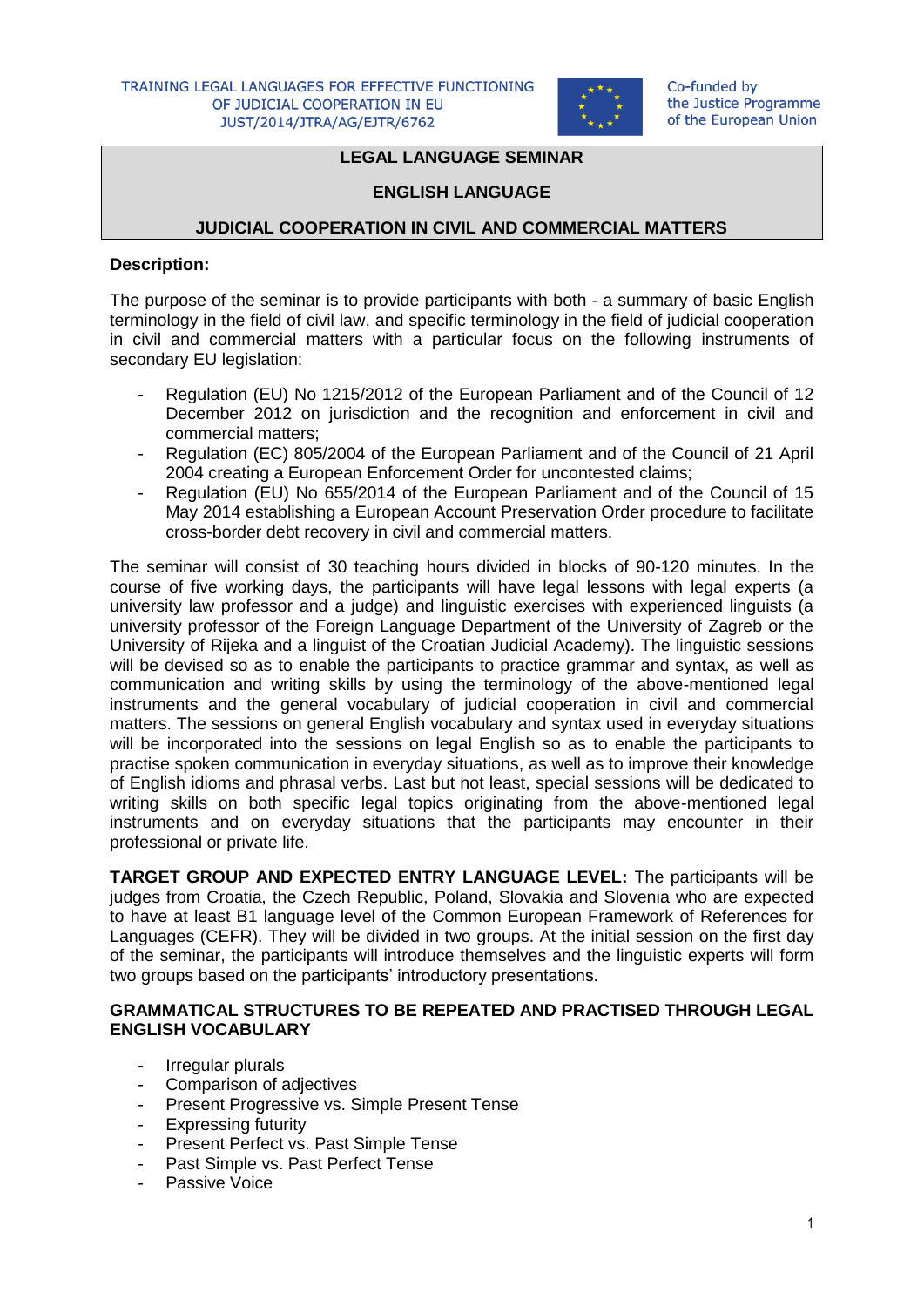TRAINING LEGAL LANGUAGES FOR EFFECTIVE FUNCTIONING OF JUDICIAL COOPERATION IN EU
JUST/2014/JTRA/AG/EJTR/6762

Co-funded by the Justice Programme of the European Union

# LEGAL LANGUAGE SEMINAR

## ENGLISH LANGUAGE

## JUDICIAL COOPERATION IN CIVIL AND COMMERCIAL MATTERS

**Description:**

The purpose of the seminar is to provide participants with both - a summary of basic English terminology in the field of civil law, and specific terminology in the field of judicial cooperation in civil and commercial matters with a particular focus on the following instruments of secondary EU legislation:

- Regulation (EU) No 1215/2012 of the European Parliament and of the Council of 12 December 2012 on jurisdiction and the recognition and enforcement in civil and commercial matters;
- Regulation (EC) 805/2004 of the European Parliament and of the Council of 21 April 2004 creating a European Enforcement Order for uncontested claims;
- Regulation (EU) No 655/2014 of the European Parliament and of the Council of 15 May 2014 establishing a European Account Preservation Order procedure to facilitate cross-border debt recovery in civil and commercial matters.

The seminar will consist of 30 teaching hours divided in blocks of 90-120 minutes. In the course of five working days, the participants will have legal lessons with legal experts (a university law professor and a judge) and linguistic exercises with experienced linguists (a university professor of the Foreign Language Department of the University of Zagreb or the University of Rijeka and a linguist of the Croatian Judicial Academy). The linguistic sessions will be devised so as to enable the participants to practice grammar and syntax, as well as communication and writing skills by using the terminology of the above-mentioned legal instruments and the general vocabulary of judicial cooperation in civil and commercial matters. The sessions on general English vocabulary and syntax used in everyday situations will be incorporated into the sessions on legal English so as to enable the participants to practise spoken communication in everyday situations, as well as to improve their knowledge of English idioms and phrasal verbs. Last but not least, special sessions will be dedicated to writing skills on both specific legal topics originating from the above-mentioned legal instruments and on everyday situations that the participants may encounter in their professional or private life.

**TARGET GROUP AND EXPECTED ENTRY LANGUAGE LEVEL:** The participants will be judges from Croatia, the Czech Republic, Poland, Slovakia and Slovenia who are expected to have at least B1 language level of the Common European Framework of References for Languages (CEFR). They will be divided in two groups. At the initial session on the first day of the seminar, the participants will introduce themselves and the linguistic experts will form two groups based on the participants' introductory presentations.

**GRAMMATICAL STRUCTURES TO BE REPEATED AND PRACTISED THROUGH LEGAL ENGLISH VOCABULARY**

- Irregular plurals
- Comparison of adjectives
- Present Progressive vs. Simple Present Tense
- Expressing futurity
- Present Perfect vs. Past Simple Tense
- Past Simple vs. Past Perfect Tense
- Passive Voice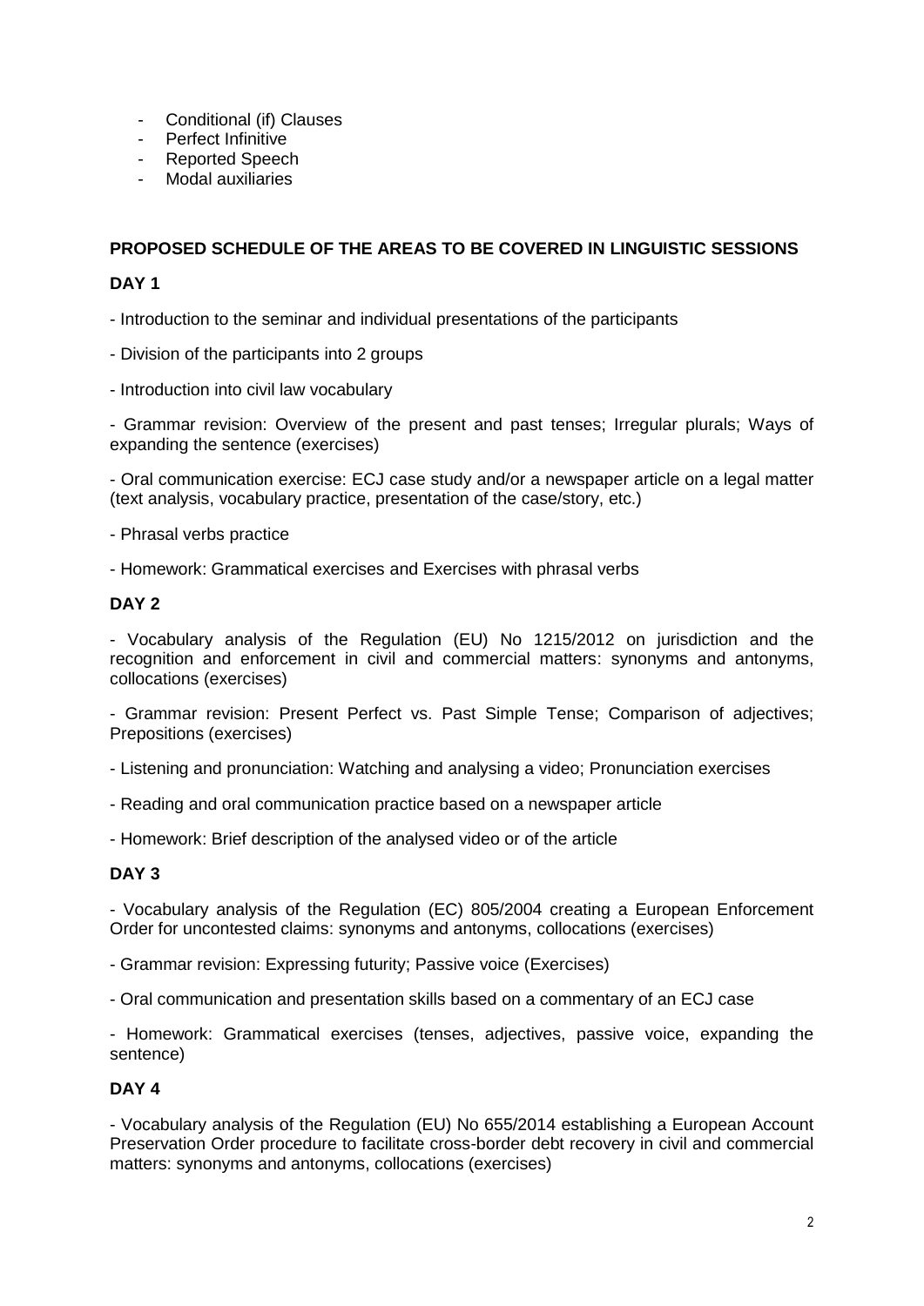- Conditional (if) Clauses
- Perfect Infinitive
- Reported Speech
- Modal auxiliaries

**PROPOSED SCHEDULE OF THE AREAS TO BE COVERED IN LINGUISTIC SESSIONS**

**DAY 1**

- Introduction to the seminar and individual presentations of the participants

- Division of the participants into 2 groups

- Introduction into civil law vocabulary

- Grammar revision: Overview of the present and past tenses; Irregular plurals; Ways of expanding the sentence (exercises)

- Oral communication exercise: ECJ case study and/or a newspaper article on a legal matter (text analysis, vocabulary practice, presentation of the case/story, etc.)

- Phrasal verbs practice

- Homework: Grammatical exercises and Exercises with phrasal verbs

**DAY 2**

- Vocabulary analysis of the Regulation (EU) No 1215/2012 on jurisdiction and the recognition and enforcement in civil and commercial matters: synonyms and antonyms, collocations (exercises)

- Grammar revision: Present Perfect vs. Past Simple Tense; Comparison of adjectives; Prepositions (exercises)

- Listening and pronunciation: Watching and analysing a video; Pronunciation exercises

- Reading and oral communication practice based on a newspaper article

- Homework: Brief description of the analysed video or of the article

**DAY 3**

- Vocabulary analysis of the Regulation (EC) 805/2004 creating a European Enforcement Order for uncontested claims: synonyms and antonyms, collocations (exercises)

- Grammar revision: Expressing futurity; Passive voice (Exercises)

- Oral communication and presentation skills based on a commentary of an ECJ case

- Homework: Grammatical exercises (tenses, adjectives, passive voice, expanding the sentence)

**DAY 4**

- Vocabulary analysis of the Regulation (EU) No 655/2014 establishing a European Account Preservation Order procedure to facilitate cross-border debt recovery in civil and commercial matters: synonyms and antonyms, collocations (exercises)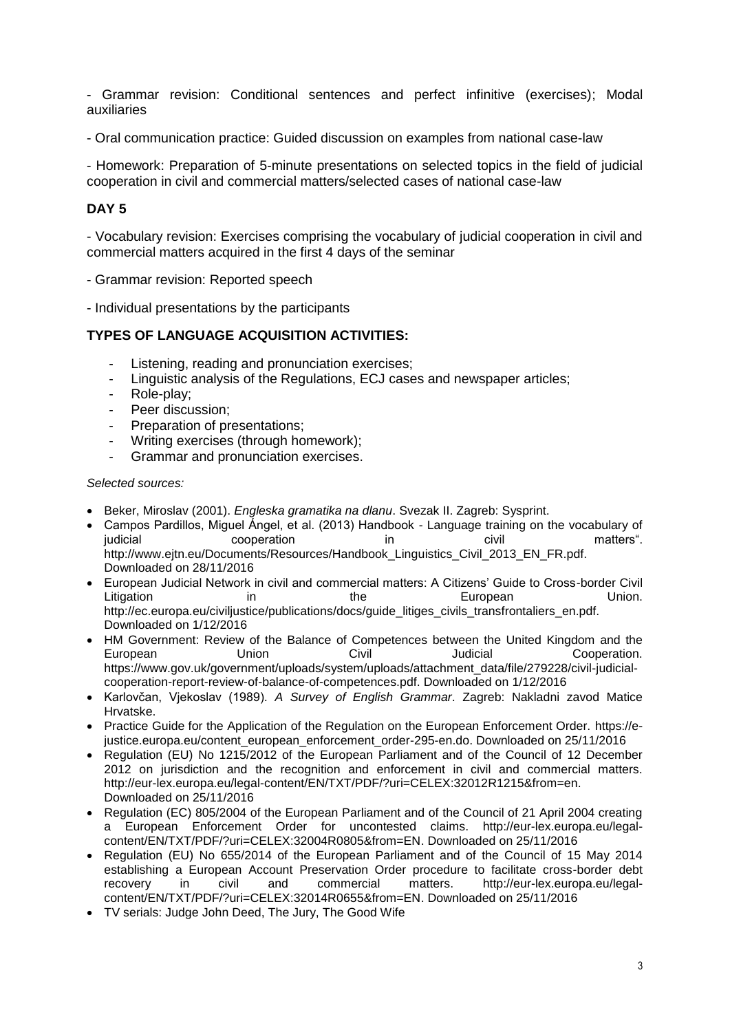- Grammar revision: Conditional sentences and perfect infinitive (exercises); Modal auxiliaries

- Oral communication practice: Guided discussion on examples from national case-law

- Homework: Preparation of 5-minute presentations on selected topics in the field of judicial cooperation in civil and commercial matters/selected cases of national case-law

## DAY 5

- Vocabulary revision: Exercises comprising the vocabulary of judicial cooperation in civil and commercial matters acquired in the first 4 days of the seminar

- Grammar revision: Reported speech

- Individual presentations by the participants

## TYPES OF LANGUAGE ACQUISITION ACTIVITIES:

- Listening, reading and pronunciation exercises;
- Linguistic analysis of the Regulations, ECJ cases and newspaper articles;
- Role-play;
- Peer discussion;
- Preparation of presentations;
- Writing exercises (through homework);
- Grammar and pronunciation exercises.

*Selected sources:*

- Beker, Miroslav (2001). *Engleska gramatika na dlanu*. Svezak II. Zagreb: Sysprint.
- Campos Pardillos, Miguel Ángel, et al. (2013) Handbook - Language training on the vocabulary of judicial cooperation in civil matters". http://www.ejtn.eu/Documents/Resources/Handbook_Linguistics_Civil_2013_EN_FR.pdf. Downloaded on 28/11/2016
- European Judicial Network in civil and commercial matters: A Citizens' Guide to Cross-border Civil Litigation in the European Union. http://ec.europa.eu/civiljustice/publications/docs/guide_litiges_civils_transfrontaliers_en.pdf. Downloaded on 1/12/2016
- HM Government: Review of the Balance of Competences between the United Kingdom and the European Union Civil Judicial Cooperation. https://www.gov.uk/government/uploads/system/uploads/attachment_data/file/279228/civil-judicial-cooperation-report-review-of-balance-of-competences.pdf. Downloaded on 1/12/2016
- Karlovčan, Vjekoslav (1989). *A Survey of English Grammar*. Zagreb: Nakladni zavod Matice Hrvatske.
- Practice Guide for the Application of the Regulation on the European Enforcement Order. https://e-justice.europa.eu/content_european_enforcement_order-295-en.do. Downloaded on 25/11/2016
- Regulation (EU) No 1215/2012 of the European Parliament and of the Council of 12 December 2012 on jurisdiction and the recognition and enforcement in civil and commercial matters. http://eur-lex.europa.eu/legal-content/EN/TXT/PDF/?uri=CELEX:32012R1215&from=en. Downloaded on 25/11/2016
- Regulation (EC) 805/2004 of the European Parliament and of the Council of 21 April 2004 creating a European Enforcement Order for uncontested claims. http://eur-lex.europa.eu/legal-content/EN/TXT/PDF/?uri=CELEX:32004R0805&from=EN. Downloaded on 25/11/2016
- Regulation (EU) No 655/2014 of the European Parliament and of the Council of 15 May 2014 establishing a European Account Preservation Order procedure to facilitate cross-border debt recovery in civil and commercial matters. http://eur-lex.europa.eu/legal-content/EN/TXT/PDF/?uri=CELEX:32014R0655&from=EN. Downloaded on 25/11/2016
- TV serials: Judge John Deed, The Jury, The Good Wife